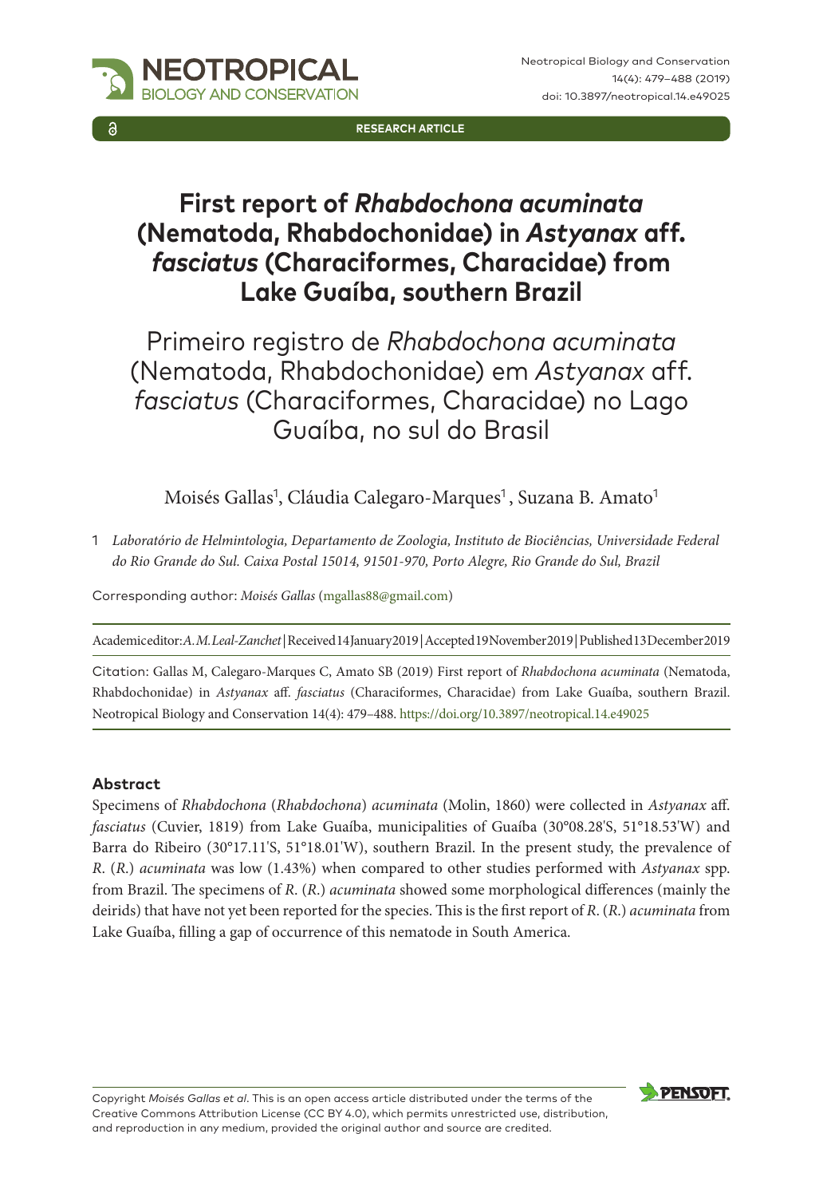RESEARCH ARTICLE

# First report of *Rhabdochona acuminata* (Nematoda, Rhabdochonidae) in *Astyanax* aff. *fasciatus* (Characiformes, Characidae) from Lake Guaíba, southern Brazil

## Primeiro registro de *Rhabdochona acuminata* (Nematoda, Rhabdochonidae) em *Astyanax* aff. *fasciatus* (Characiformes, Characidae) no Lago Guaíba, no sul do Brasil

Moisés Gallas[1], Cláudia Calegaro-Marques[1], Suzana B. Amato[1]

1 *Laboratório de Helmintologia, Departamento de Zoologia, Instituto de Biociências, Universidade Federal do Rio Grande do Sul. Caixa Postal 15014, 91501-970, Porto Alegre, Rio Grande do Sul, Brazil*

Corresponding author: *Moisés Gallas* (mgallas88@gmail.com)

Academic editor: *A. M. Leal-Zanchet* | Received 14 January 2019 | Accepted 19 November 2019 | Published 13 December 2019

Citation: Gallas M, Calegaro-Marques C, Amato SB (2019) First report of *Rhabdochona acuminata* (Nematoda, Rhabdochonidae) in *Astyanax* aff. *fasciatus* (Characiformes, Characidae) from Lake Guaíba, southern Brazil. Neotropical Biology and Conservation 14(4): 479–488. https://doi.org/10.3897/neotropical.14.e49025

### Abstract

Specimens of *Rhabdochona* (*Rhabdochona*) *acuminata* (Molin, 1860) were collected in *Astyanax* aff. *fasciatus* (Cuvier, 1819) from Lake Guaíba, municipalities of Guaíba (30°08.28'S, 51°18.53'W) and Barra do Ribeiro (30°17.11'S, 51°18.01'W), southern Brazil. In the present study, the prevalence of *R.* (*R.*) *acuminata* was low (1.43%) when compared to other studies performed with *Astyanax* spp. from Brazil. The specimens of *R.* (*R.*) *acuminata* showed some morphological differences (mainly the deirids) that have not yet been reported for the species. This is the first report of *R.* (*R.*) *acuminata* from Lake Guaíba, filling a gap of occurrence of this nematode in South America.

Copyright *Moisés Gallas et al.* This is an open access article distributed under the terms of the Creative Commons Attribution License (CC BY 4.0), which permits unrestricted use, distribution, and reproduction in any medium, provided the original author and source are credited.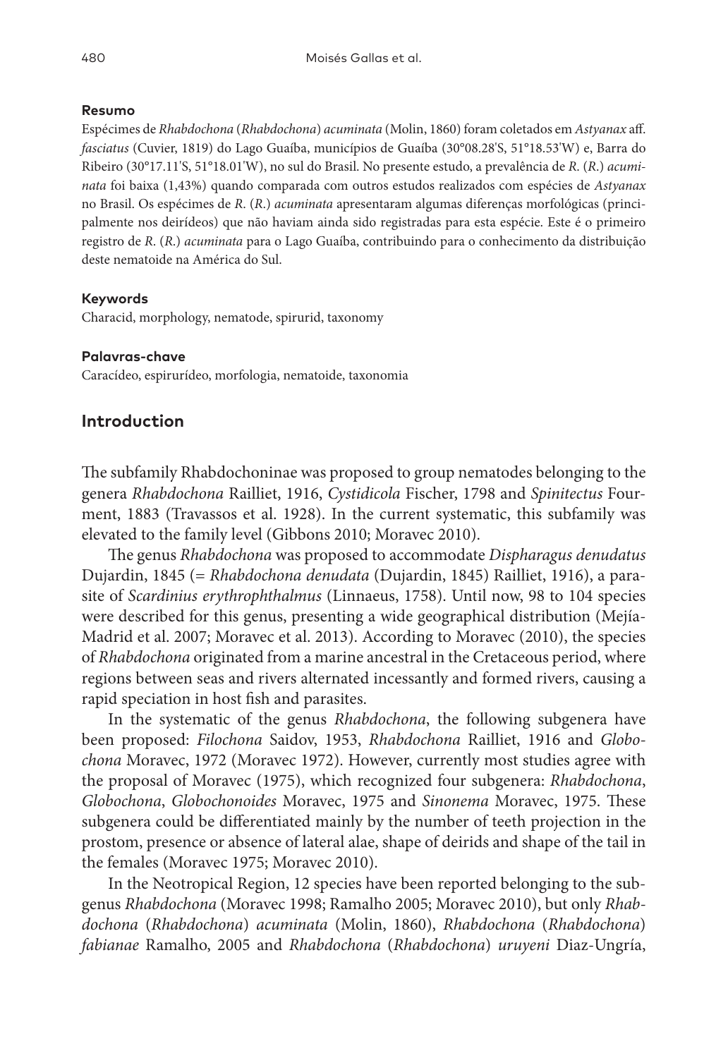#### Resumo

Espécimes de *Rhabdochona* (*Rhabdochona*) *acuminata* (Molin, 1860) foram coletados em *Astyanax* aff. *fasciatus* (Cuvier, 1819) do Lago Guaíba, municípios de Guaíba (30°08.28'S, 51°18.53'W) e, Barra do Ribeiro (30°17.11'S, 51°18.01'W), no sul do Brasil. No presente estudo, a prevalência de *R.* (*R.*) *acuminata* foi baixa (1,43%) quando comparada com outros estudos realizados com espécies de *Astyanax* no Brasil. Os espécimes de *R.* (*R.*) *acuminata* apresentaram algumas diferenças morfológicas (principalmente nos deirídeos) que não haviam ainda sido registradas para esta espécie. Este é o primeiro registro de *R.* (*R.*) *acuminata* para o Lago Guaíba, contribuindo para o conhecimento da distribuição deste nematoide na América do Sul.

#### Keywords

Characid, morphology, nematode, spirurid, taxonomy

#### Palavras-chave

Caracídeo, espirurídeo, morfologia, nematoide, taxonomia

## Introduction

The subfamily Rhabdochoninae was proposed to group nematodes belonging to the genera *Rhabdochona* Railliet, 1916, *Cystidicola* Fischer, 1798 and *Spinitectus* Fourment, 1883 (Travassos et al. 1928). In the current systematic, this subfamily was elevated to the family level (Gibbons 2010; Moravec 2010).

The genus *Rhabdochona* was proposed to accommodate *Dispharagus denudatus* Dujardin, 1845 (= *Rhabdochona denudata* (Dujardin, 1845) Railliet, 1916), a parasite of *Scardinius erythrophthalmus* (Linnaeus, 1758). Until now, 98 to 104 species were described for this genus, presenting a wide geographical distribution (Mejía-Madrid et al. 2007; Moravec et al. 2013). According to Moravec (2010), the species of *Rhabdochona* originated from a marine ancestral in the Cretaceous period, where regions between seas and rivers alternated incessantly and formed rivers, causing a rapid speciation in host fish and parasites.

In the systematic of the genus *Rhabdochona*, the following subgenera have been proposed: *Filochona* Saidov, 1953, *Rhabdochona* Railliet, 1916 and *Globochona* Moravec, 1972 (Moravec 1972). However, currently most studies agree with the proposal of Moravec (1975), which recognized four subgenera: *Rhabdochona*, *Globochona*, *Globochonoides* Moravec, 1975 and *Sinonema* Moravec, 1975. These subgenera could be differentiated mainly by the number of teeth projection in the prostom, presence or absence of lateral alae, shape of deirids and shape of the tail in the females (Moravec 1975; Moravec 2010).

In the Neotropical Region, 12 species have been reported belonging to the subgenus *Rhabdochona* (Moravec 1998; Ramalho 2005; Moravec 2010), but only *Rhabdochona* (*Rhabdochona*) *acuminata* (Molin, 1860), *Rhabdochona* (*Rhabdochona*) *fabianae* Ramalho, 2005 and *Rhabdochona* (*Rhabdochona*) *uruyeni* Diaz-Ungría,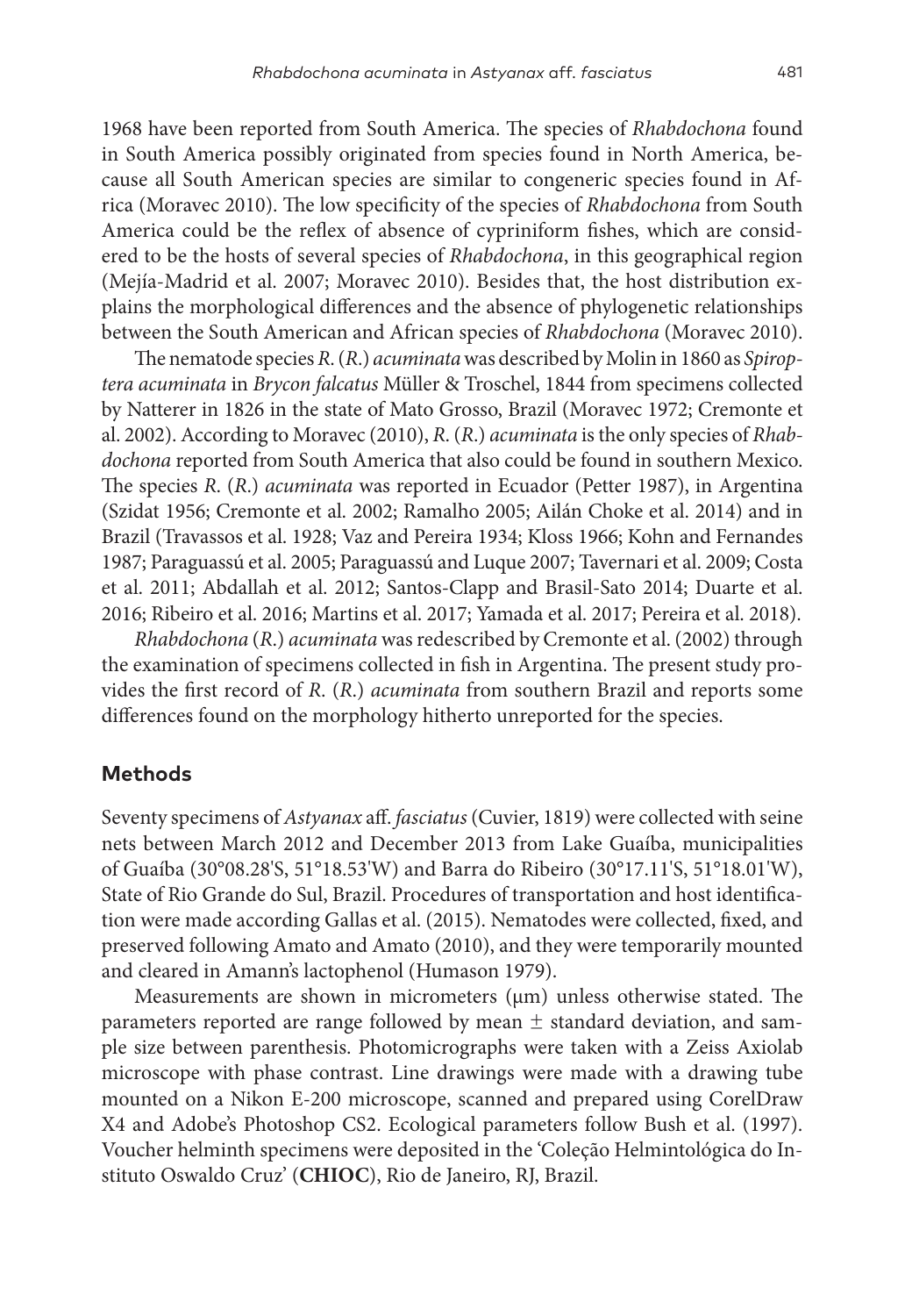1968 have been reported from South America. The species of *Rhabdochona* found in South America possibly originated from species found in North America, because all South American species are similar to congeneric species found in Africa (Moravec 2010). The low specificity of the species of *Rhabdochona* from South America could be the reflex of absence of cypriniform fishes, which are considered to be the hosts of several species of *Rhabdochona*, in this geographical region (Mejía-Madrid et al. 2007; Moravec 2010). Besides that, the host distribution explains the morphological differences and the absence of phylogenetic relationships between the South American and African species of *Rhabdochona* (Moravec 2010).

The nematode species *R.* (*R.*) *acuminata* was described by Molin in 1860 as *Spiroptera acuminata* in *Brycon falcatus* Müller & Troschel, 1844 from specimens collected by Natterer in 1826 in the state of Mato Grosso, Brazil (Moravec 1972; Cremonte et al. 2002). According to Moravec (2010), *R.* (*R.*) *acuminata* is the only species of *Rhabdochona* reported from South America that also could be found in southern Mexico. The species *R.* (*R.*) *acuminata* was reported in Ecuador (Petter 1987), in Argentina (Szidat 1956; Cremonte et al. 2002; Ramalho 2005; Ailán Choke et al. 2014) and in Brazil (Travassos et al. 1928; Vaz and Pereira 1934; Kloss 1966; Kohn and Fernandes 1987; Paraguassú et al. 2005; Paraguassú and Luque 2007; Tavernari et al. 2009; Costa et al. 2011; Abdallah et al. 2012; Santos-Clapp and Brasil-Sato 2014; Duarte et al. 2016; Ribeiro et al. 2016; Martins et al. 2017; Yamada et al. 2017; Pereira et al. 2018).

*Rhabdochona* (*R.*) *acuminata* was redescribed by Cremonte et al. (2002) through the examination of specimens collected in fish in Argentina. The present study provides the first record of *R.* (*R.*) *acuminata* from southern Brazil and reports some differences found on the morphology hitherto unreported for the species.

## Methods

Seventy specimens of *Astyanax* aff. *fasciatus* (Cuvier, 1819) were collected with seine nets between March 2012 and December 2013 from Lake Guaíba, municipalities of Guaíba (30°08.28'S, 51°18.53'W) and Barra do Ribeiro (30°17.11'S, 51°18.01'W), State of Rio Grande do Sul, Brazil. Procedures of transportation and host identification were made according Gallas et al. (2015). Nematodes were collected, fixed, and preserved following Amato and Amato (2010), and they were temporarily mounted and cleared in Amann's lactophenol (Humason 1979).

Measurements are shown in micrometers (μm) unless otherwise stated. The parameters reported are range followed by mean ± standard deviation, and sample size between parenthesis. Photomicrographs were taken with a Zeiss Axiolab microscope with phase contrast. Line drawings were made with a drawing tube mounted on a Nikon E-200 microscope, scanned and prepared using CorelDraw X4 and Adobe's Photoshop CS2. Ecological parameters follow Bush et al. (1997). Voucher helminth specimens were deposited in the 'Coleção Helmintológica do Instituto Oswaldo Cruz' (**CHIOC**), Rio de Janeiro, RJ, Brazil.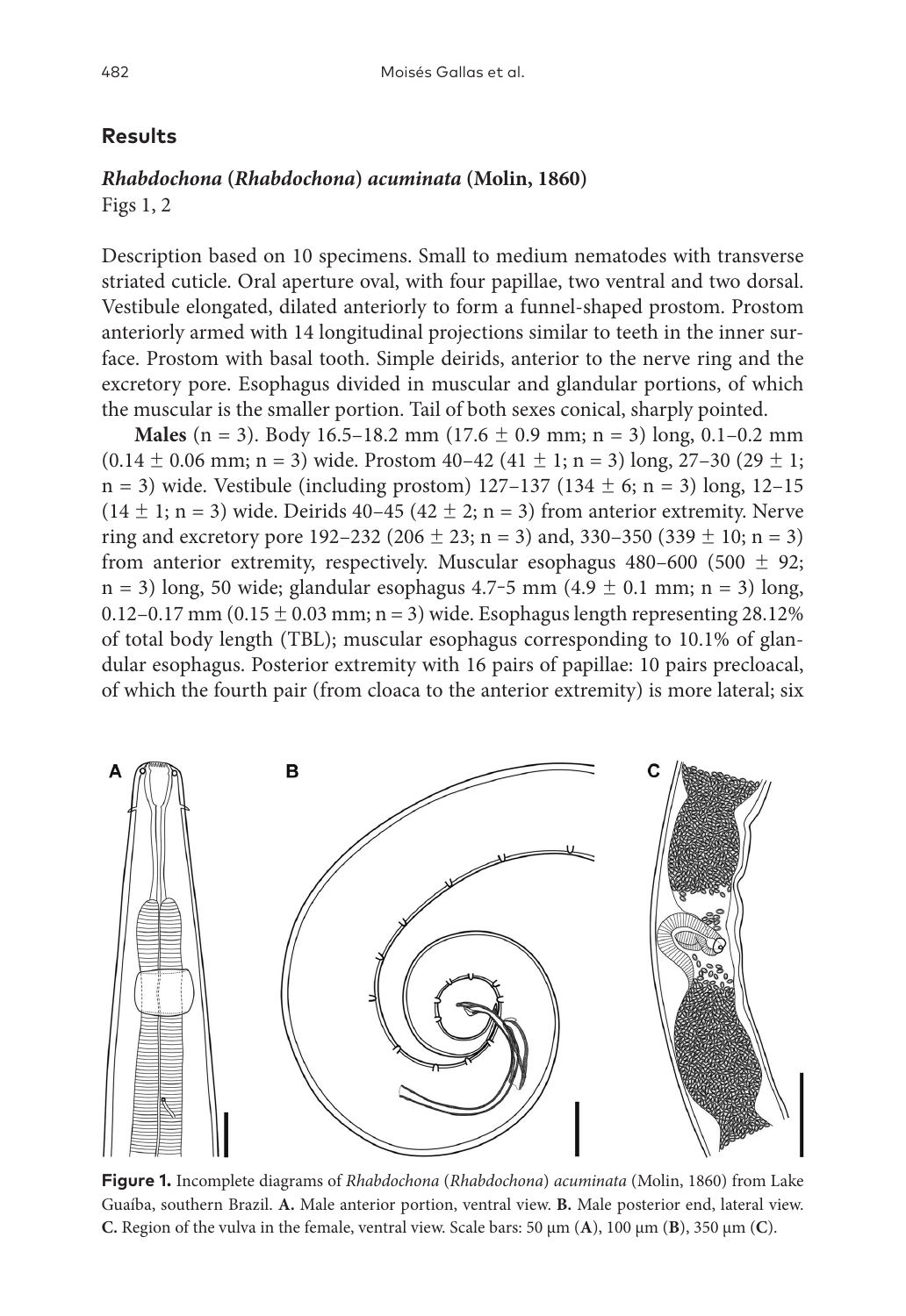## Results

### *Rhabdochona* (*Rhabdochona*) *acuminata* (Molin, 1860)

Figs 1, 2

Description based on 10 specimens. Small to medium nematodes with transverse striated cuticle. Oral aperture oval, with four papillae, two ventral and two dorsal. Vestibule elongated, dilated anteriorly to form a funnel-shaped prostom. Prostom anteriorly armed with 14 longitudinal projections similar to teeth in the inner surface. Prostom with basal tooth. Simple deirids, anterior to the nerve ring and the excretory pore. Esophagus divided in muscular and glandular portions, of which the muscular is the smaller portion. Tail of both sexes conical, sharply pointed.

**Males** (n = 3). Body 16.5–18.2 mm (17.6 ± 0.9 mm; n = 3) long, 0.1–0.2 mm (0.14 ± 0.06 mm; n = 3) wide. Prostom 40–42 (41 ± 1; n = 3) long, 27–30 (29 ± 1; n = 3) wide. Vestibule (including prostom) 127–137 (134 ± 6; n = 3) long, 12–15 (14 ± 1; n = 3) wide. Deirids 40–45 (42 ± 2; n = 3) from anterior extremity. Nerve ring and excretory pore 192–232 (206 ± 23; n = 3) and, 330–350 (339 ± 10; n = 3) from anterior extremity, respectively. Muscular esophagus 480–600 (500 ± 92; n = 3) long, 50 wide; glandular esophagus 4.7–5 mm (4.9 ± 0.1 mm; n = 3) long, 0.12–0.17 mm (0.15 ± 0.03 mm; n = 3) wide. Esophagus length representing 28.12% of total body length (TBL); muscular esophagus corresponding to 10.1% of glandular esophagus. Posterior extremity with 16 pairs of papillae: 10 pairs precloacal, of which the fourth pair (from cloaca to the anterior extremity) is more lateral; six

**Figure 1.** Incomplete diagrams of *Rhabdochona* (*Rhabdochona*) *acuminata* (Molin, 1860) from Lake Guaíba, southern Brazil. **A.** Male anterior portion, ventral view. **B.** Male posterior end, lateral view. **C.** Region of the vulva in the female, ventral view. Scale bars: 50 μm (**A**), 100 μm (**B**), 350 μm (**C**).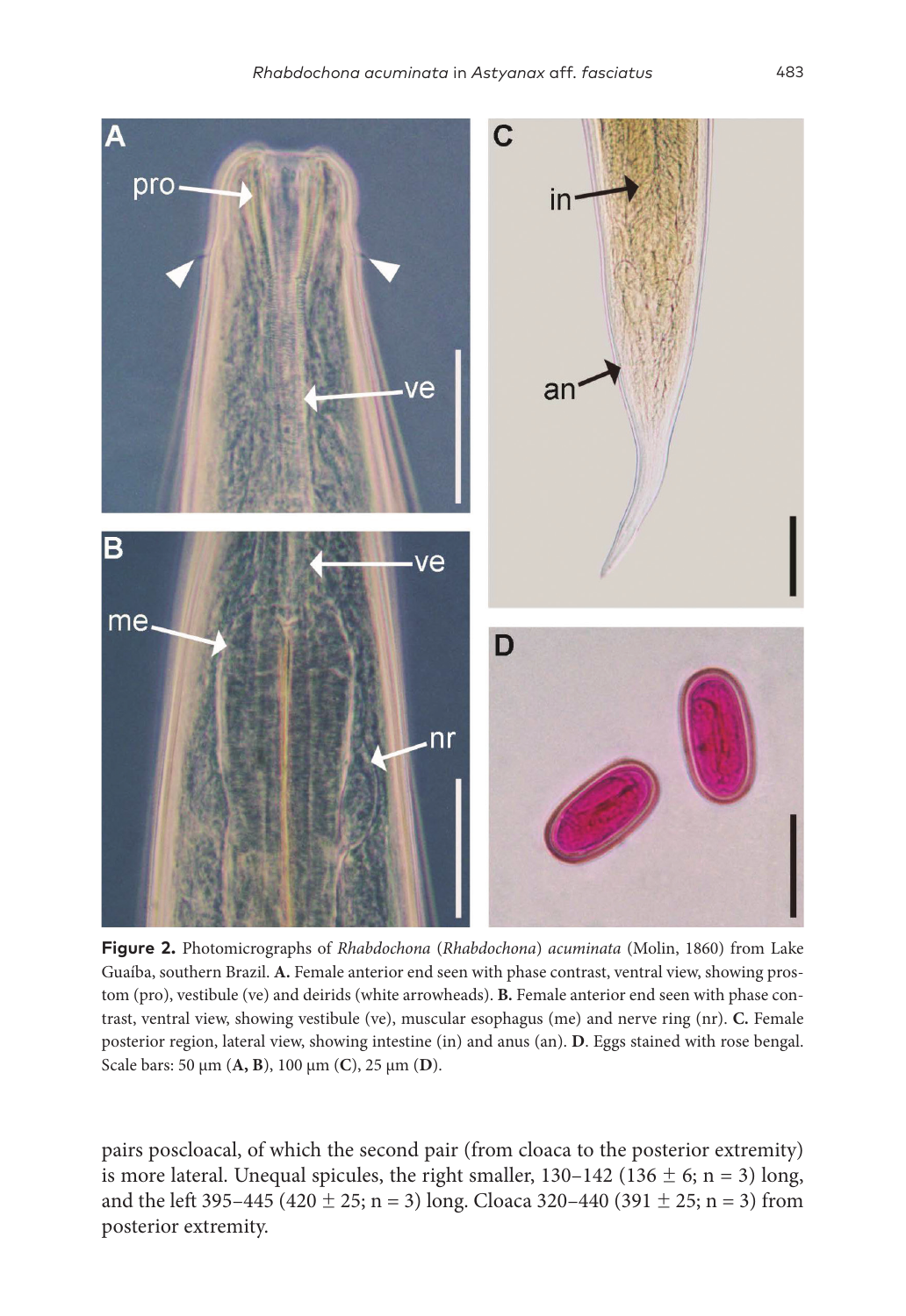**Figure 2.** Photomicrographs of *Rhabdochona* (*Rhabdochona*) *acuminata* (Molin, 1860) from Lake Guaíba, southern Brazil. **A.** Female anterior end seen with phase contrast, ventral view, showing prostom (pro), vestibule (ve) and deirids (white arrowheads). **B.** Female anterior end seen with phase contrast, ventral view, showing vestibule (ve), muscular esophagus (me) and nerve ring (nr). **C.** Female posterior region, lateral view, showing intestine (in) and anus (an). **D**. Eggs stained with rose bengal. Scale bars: 50 µm (**A, B**), 100 µm (**C**), 25 µm (**D**).

pairs poscloacal, of which the second pair (from cloaca to the posterior extremity) is more lateral. Unequal spicules, the right smaller, 130–142 (136 ± 6; n = 3) long, and the left 395–445 (420 ± 25; n = 3) long. Cloaca 320–440 (391 ± 25; n = 3) from posterior extremity.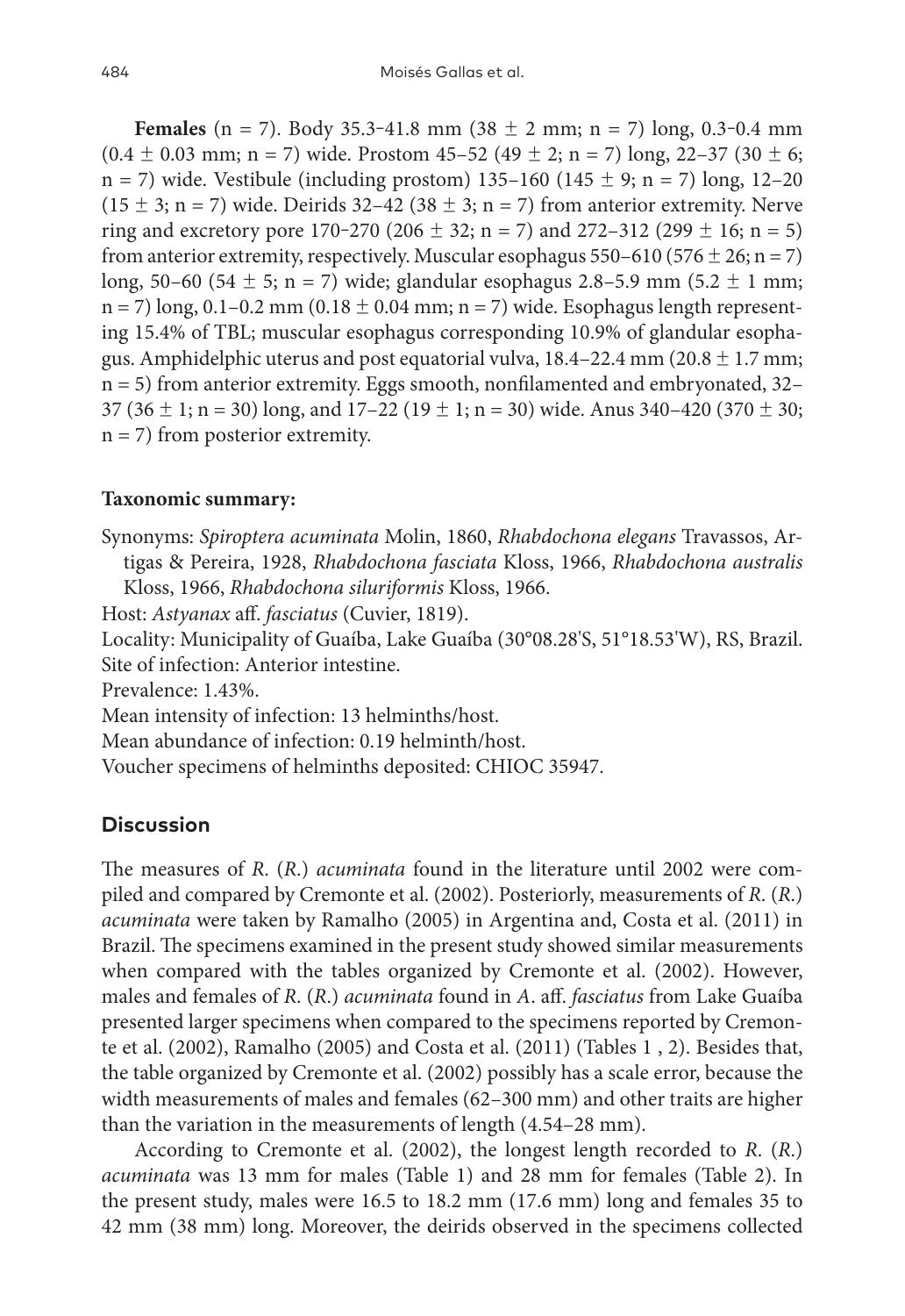**Females** (n = 7). Body 35.3-41.8 mm (38 ± 2 mm; n = 7) long, 0.3-0.4 mm (0.4 ± 0.03 mm; n = 7) wide. Prostom 45–52 (49 ± 2; n = 7) long, 22–37 (30 ± 6; n = 7) wide. Vestibule (including prostom) 135–160 (145 ± 9; n = 7) long, 12–20 (15 ± 3; n = 7) wide. Deirids 32–42 (38 ± 3; n = 7) from anterior extremity. Nerve ring and excretory pore 170-270 (206 ± 32; n = 7) and 272–312 (299 ± 16; n = 5) from anterior extremity, respectively. Muscular esophagus 550–610 (576 ± 26; n = 7) long, 50–60 (54 ± 5; n = 7) wide; glandular esophagus 2.8–5.9 mm (5.2 ± 1 mm; n = 7) long, 0.1–0.2 mm (0.18 ± 0.04 mm; n = 7) wide. Esophagus length representing 15.4% of TBL; muscular esophagus corresponding 10.9% of glandular esophagus. Amphidelphic uterus and post equatorial vulva, 18.4–22.4 mm (20.8 ± 1.7 mm; n = 5) from anterior extremity. Eggs smooth, nonfilamented and embryonated, 32–37 (36 ± 1; n = 30) long, and 17–22 (19 ± 1; n = 30) wide. Anus 340–420 (370 ± 30; n = 7) from posterior extremity.

**Taxonomic summary:**

Synonyms: *Spiroptera acuminata* Molin, 1860, *Rhabdochona elegans* Travassos, Artigas & Pereira, 1928, *Rhabdochona fasciata* Kloss, 1966, *Rhabdochona australis* Kloss, 1966, *Rhabdochona siluriformis* Kloss, 1966.

Host: *Astyanax* aff. *fasciatus* (Cuvier, 1819).

Locality: Municipality of Guaíba, Lake Guaíba (30°08.28'S, 51°18.53'W), RS, Brazil.

Site of infection: Anterior intestine.

Prevalence: 1.43%.

Mean intensity of infection: 13 helminths/host.

Mean abundance of infection: 0.19 helminth/host.

Voucher specimens of helminths deposited: CHIOC 35947.

## Discussion

The measures of *R.* (*R.*) *acuminata* found in the literature until 2002 were compiled and compared by Cremonte et al. (2002). Posteriorly, measurements of *R.* (*R.*) *acuminata* were taken by Ramalho (2005) in Argentina and, Costa et al. (2011) in Brazil. The specimens examined in the present study showed similar measurements when compared with the tables organized by Cremonte et al. (2002). However, males and females of *R.* (*R.*) *acuminata* found in *A*. aff. *fasciatus* from Lake Guaíba presented larger specimens when compared to the specimens reported by Cremonte et al. (2002), Ramalho (2005) and Costa et al. (2011) (Tables 1 , 2). Besides that, the table organized by Cremonte et al. (2002) possibly has a scale error, because the width measurements of males and females (62–300 mm) and other traits are higher than the variation in the measurements of length (4.54–28 mm).

According to Cremonte et al. (2002), the longest length recorded to *R.* (*R.*) *acuminata* was 13 mm for males (Table 1) and 28 mm for females (Table 2). In the present study, males were 16.5 to 18.2 mm (17.6 mm) long and females 35 to 42 mm (38 mm) long. Moreover, the deirids observed in the specimens collected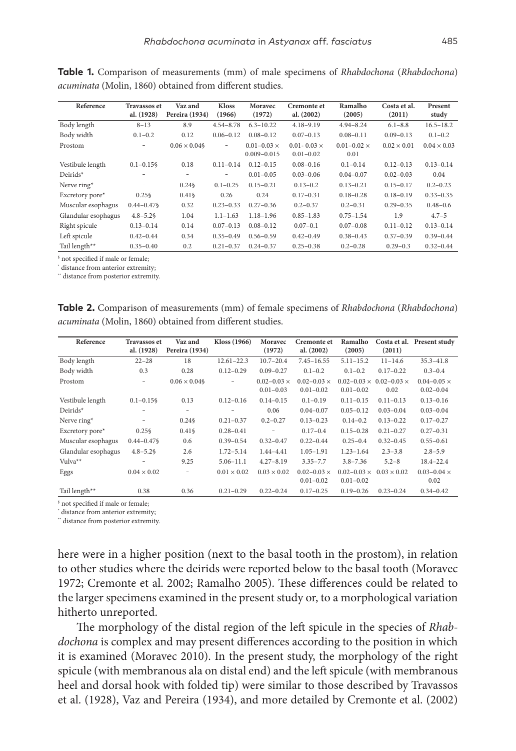**Table 1.** Comparison of measurements (mm) of male specimens of *Rhabdochona* (*Rhabdochona*) *acuminata* (Molin, 1860) obtained from different studies.

| Reference | Travassos et al. (1928) | Vaz and Pereira (1934) | Kloss (1966) | Moravec (1972) | Cremonte et al. (2002) | Ramalho (2005) | Costa et al. (2011) | Present study |
|---|---|---|---|---|---|---|---|---|
| Body length | 8–13 | 8.9 | 4.54–8.78 | 6.3–10.22 | 4.18–9.19 | 4.94–8.24 | 6.1–8.8 | 16.5–18.2 |
| Body width | 0.1–0.2 | 0.12 | 0.06–0.12 | 0.08–0.12 | 0.07–0.13 | 0.08–0.11 | 0.09–0.13 | 0.1–0.2 |
| Prostom | – | 0.06 × 0.04§ | – | 0.01–0.03 × 0.009–0.015 | 0.01- 0.03 × 0.01–0.02 | 0.01–0.02 × 0.01 | 0.02 × 0.01 | 0.04 × 0.03 |
| Vestibule length | 0.1–0.15§ | 0.18 | 0.11–0.14 | 0.12–0.15 | 0.08–0.16 | 0.1–0.14 | 0.12–0.13 | 0.13–0.14 |
| Deirids* | – | – | – | 0.01–0.05 | 0.03–0.06 | 0.04–0.07 | 0.02–0.03 | 0.04 |
| Nerve ring* | – | 0.24§ | 0.1–0.25 | 0.15–0.21 | 0.13–0.2 | 0.13–0.21 | 0.15–0.17 | 0.2–0.23 |
| Excretory pore* | 0.25§ | 0.41§ | 0.26 | 0.24 | 0.17–0.31 | 0.18–0.28 | 0.18–0.19 | 0.33–0.35 |
| Muscular esophagus | 0.44–0.47§ | 0.32 | 0.23–0.33 | 0.27–0.36 | 0.2–0.37 | 0.2–0.31 | 0.29–0.35 | 0.48–0.6 |
| Glandular esophagus | 4.8–5.2§ | 1.04 | 1.1–1.63 | 1.18–1.96 | 0.85–1.83 | 0.75–1.54 | 1.9 | 4.7–5 |
| Right spicule | 0.13–0.14 | 0.14 | 0.07–0.13 | 0.08–0.12 | 0.07–0.1 | 0.07–0.08 | 0.11–0.12 | 0.13–0.14 |
| Left spicule | 0.42–0.44 | 0.34 | 0.35–0.49 | 0.56–0.59 | 0.42–0.49 | 0.38–0.43 | 0.37–0.39 | 0.39–0.44 |
| Tail length** | 0.35–0.40 | 0.2 | 0.21–0.37 | 0.24–0.37 | 0.25–0.38 | 0.2–0.28 | 0.29–0.3 | 0.32–0.44 |

§ not specified if male or female;
* distance from anterior extremity;
** distance from posterior extremity.

**Table 2.** Comparison of measurements (mm) of female specimens of *Rhabdochona* (*Rhabdochona*) *acuminata* (Molin, 1860) obtained from different studies.

| Reference | Travassos et al. (1928) | Vaz and Pereira (1934) | Kloss (1966) | Moravec (1972) | Cremonte et al. (2002) | Ramalho (2005) | Costa et al. (2011) | Present study |
|---|---|---|---|---|---|---|---|---|
| Body length | 22–28 | 18 | 12.61–22.3 | 10.7–20.4 | 7.45–16.55 | 5.11–15.2 | 11–14.6 | 35.3–41.8 |
| Body width | 0.3 | 0.28 | 0.12–0.29 | 0.09–0.27 | 0.1–0.2 | 0.1–0.2 | 0.17–0.22 | 0.3–0.4 |
| Prostom | – | 0.06 × 0.04§ | – | 0.02–0.03 × 0.01–0.03 | 0.02–0.03 × 0.01–0.02 | 0.02–0.03 × 0.01–0.02 | 0.02–0.03 × 0.02 | 0.04–0.05 × 0.02–0.04 |
| Vestibule length | 0.1–0.15§ | 0.13 | 0.12–0.16 | 0.14–0.15 | 0.1–0.19 | 0.11–0.15 | 0.11–0.13 | 0.13–0.16 |
| Deirids* | – | – | – | 0.06 | 0.04–0.07 | 0.05–0.12 | 0.03–0.04 | 0.03–0.04 |
| Nerve ring* | – | 0.24§ | 0.21–0.37 | 0.2–0.27 | 0.13–0.23 | 0.14–0.2 | 0.13–0.22 | 0.17–0.27 |
| Excretory pore* | 0.25§ | 0.41§ | 0.28–0.41 | – | 0.17–0.4 | 0.15–0.28 | 0.21–0.27 | 0.27–0.31 |
| Muscular esophagus | 0.44–0.47§ | 0.6 | 0.39–0.54 | 0.32–0.47 | 0.22–0.44 | 0.25–0.4 | 0.32–0.45 | 0.55–0.61 |
| Glandular esophagus | 4.8–5.2§ | 2.6 | 1.72–5.14 | 1.44–4.41 | 1.05–1.91 | 1.23–1.64 | 2.3–3.8 | 2.8–5.9 |
| Vulva** | – | 9.25 | 5.06–11.1 | 4.27–8.19 | 3.35–7.7 | 3.8–7.36 | 5.2–8 | 18.4–22.4 |
| Eggs | 0.04 × 0.02 | – | 0.01 × 0.02 | 0.03 × 0.02 | 0.02–0.03 × 0.01–0.02 | 0.02–0.03 × 0.01–0.02 | 0.03 × 0.02 | 0.03–0.04 × 0.02 |
| Tail length** | 0.38 | 0.36 | 0.21–0.29 | 0.22–0.24 | 0.17–0.25 | 0.19–0.26 | 0.23–0.24 | 0.34–0.42 |

§ not specified if male or female;
* distance from anterior extremity;
** distance from posterior extremity.

here were in a higher position (next to the basal tooth in the prostom), in relation to other studies where the deirids were reported below to the basal tooth (Moravec 1972; Cremonte et al. 2002; Ramalho 2005). These differences could be related to the larger specimens examined in the present study or, to a morphological variation hitherto unreported.

The morphology of the distal region of the left spicule in the species of *Rhabdochona* is complex and may present differences according to the position in which it is examined (Moravec 2010). In the present study, the morphology of the right spicule (with membranous ala on distal end) and the left spicule (with membranous heel and dorsal hook with folded tip) were similar to those described by Travassos et al. (1928), Vaz and Pereira (1934), and more detailed by Cremonte et al. (2002)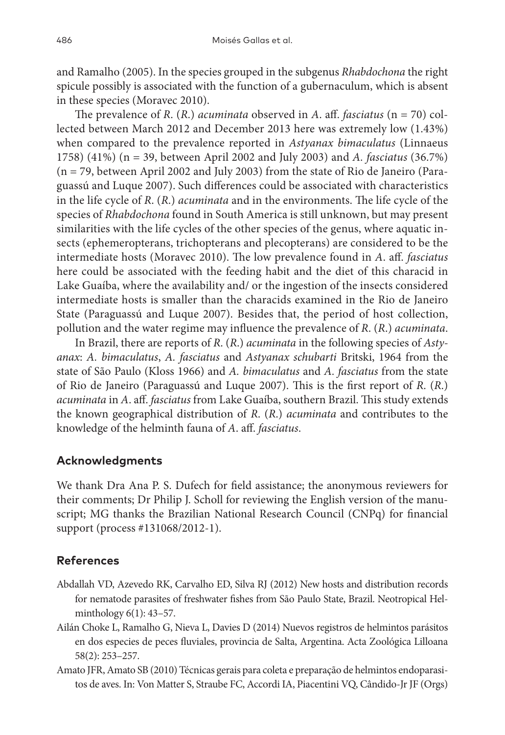and Ramalho (2005). In the species grouped in the subgenus *Rhabdochona* the right spicule possibly is associated with the function of a gubernaculum, which is absent in these species (Moravec 2010).

The prevalence of *R.* (*R.*) *acuminata* observed in *A.* aff. *fasciatus* (n = 70) collected between March 2012 and December 2013 here was extremely low (1.43%) when compared to the prevalence reported in *Astyanax bimaculatus* (Linnaeus 1758) (41%) (n = 39, between April 2002 and July 2003) and *A. fasciatus* (36.7%) (n = 79, between April 2002 and July 2003) from the state of Rio de Janeiro (Paraguassú and Luque 2007). Such differences could be associated with characteristics in the life cycle of *R.* (*R.*) *acuminata* and in the environments. The life cycle of the species of *Rhabdochona* found in South America is still unknown, but may present similarities with the life cycles of the other species of the genus, where aquatic insects (ephemeropterans, trichopterans and plecopterans) are considered to be the intermediate hosts (Moravec 2010). The low prevalence found in *A.* aff. *fasciatus* here could be associated with the feeding habit and the diet of this characid in Lake Guaíba, where the availability and/ or the ingestion of the insects considered intermediate hosts is smaller than the characids examined in the Rio de Janeiro State (Paraguassú and Luque 2007). Besides that, the period of host collection, pollution and the water regime may influence the prevalence of *R.* (*R.*) *acuminata*.

In Brazil, there are reports of *R.* (*R.*) *acuminata* in the following species of *Astyanax*: *A. bimaculatus*, *A. fasciatus* and *Astyanax schubarti* Britski, 1964 from the state of São Paulo (Kloss 1966) and *A. bimaculatus* and *A. fasciatus* from the state of Rio de Janeiro (Paraguassú and Luque 2007). This is the first report of *R.* (*R.*) *acuminata* in *A.* aff. *fasciatus* from Lake Guaíba, southern Brazil. This study extends the known geographical distribution of *R.* (*R.*) *acuminata* and contributes to the knowledge of the helminth fauna of *A.* aff. *fasciatus*.

## Acknowledgments

We thank Dra Ana P. S. Dufech for field assistance; the anonymous reviewers for their comments; Dr Philip J. Scholl for reviewing the English version of the manuscript; MG thanks the Brazilian National Research Council (CNPq) for financial support (process #131068/2012-1).

## References

Abdallah VD, Azevedo RK, Carvalho ED, Silva RJ (2012) New hosts and distribution records for nematode parasites of freshwater fishes from São Paulo State, Brazil. Neotropical Helminthology 6(1): 43–57.

Ailán Choke L, Ramalho G, Nieva L, Davies D (2014) Nuevos registros de helmintos parásitos en dos especies de peces fluviales, provincia de Salta, Argentina. Acta Zoológica Lilloana 58(2): 253–257.

Amato JFR, Amato SB (2010) Técnicas gerais para coleta e preparação de helmintos endoparasitos de aves. In: Von Matter S, Straube FC, Accordi IA, Piacentini VQ, Cândido-Jr JF (Orgs)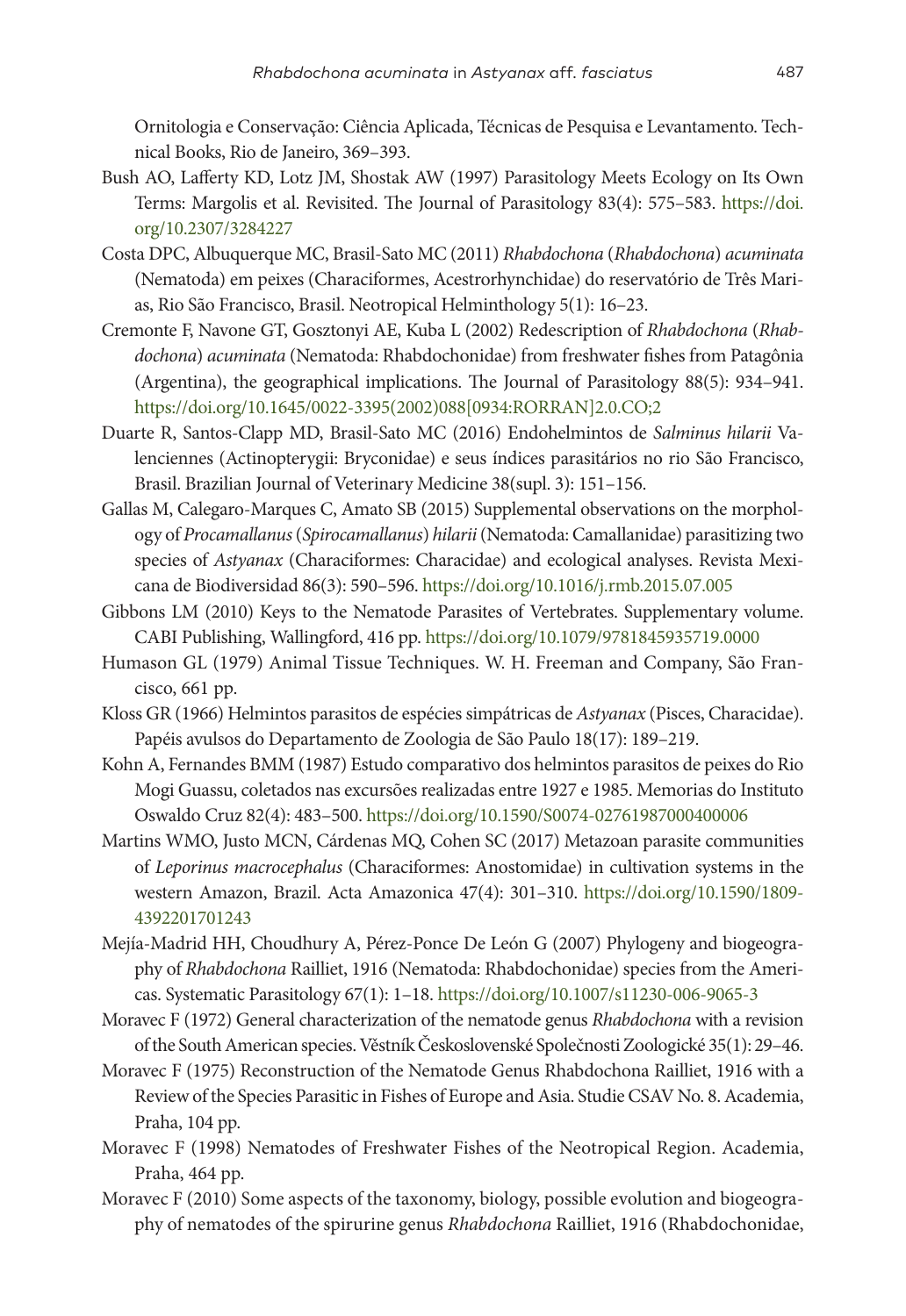Ornitologia e Conservação: Ciência Aplicada, Técnicas de Pesquisa e Levantamento. Technical Books, Rio de Janeiro, 369–393.

Bush AO, Lafferty KD, Lotz JM, Shostak AW (1997) Parasitology Meets Ecology on Its Own Terms: Margolis et al. Revisited. The Journal of Parasitology 83(4): 575–583. https://doi.org/10.2307/3284227

Costa DPC, Albuquerque MC, Brasil-Sato MC (2011) *Rhabdochona* (*Rhabdochona*) *acuminata* (Nematoda) em peixes (Characiformes, Acestrorhynchidae) do reservatório de Três Marias, Rio São Francisco, Brasil. Neotropical Helminthology 5(1): 16–23.

Cremonte F, Navone GT, Gosztonyi AE, Kuba L (2002) Redescription of *Rhabdochona* (*Rhabdochona*) *acuminata* (Nematoda: Rhabdochonidae) from freshwater fishes from Patagônia (Argentina), the geographical implications. The Journal of Parasitology 88(5): 934–941. https://doi.org/10.1645/0022-3395(2002)088[0934:RORRAN]2.0.CO;2

Duarte R, Santos-Clapp MD, Brasil-Sato MC (2016) Endohelmintos de *Salminus hilarii* Valenciennes (Actinopterygii: Bryconidae) e seus índices parasitários no rio São Francisco, Brasil. Brazilian Journal of Veterinary Medicine 38(supl. 3): 151–156.

Gallas M, Calegaro-Marques C, Amato SB (2015) Supplemental observations on the morphology of *Procamallanus* (*Spirocamallanus*) *hilarii* (Nematoda: Camallanidae) parasitizing two species of *Astyanax* (Characiformes: Characidae) and ecological analyses. Revista Mexicana de Biodiversidad 86(3): 590–596. https://doi.org/10.1016/j.rmb.2015.07.005

Gibbons LM (2010) Keys to the Nematode Parasites of Vertebrates. Supplementary volume. CABI Publishing, Wallingford, 416 pp. https://doi.org/10.1079/9781845935719.0000

Humason GL (1979) Animal Tissue Techniques. W. H. Freeman and Company, São Francisco, 661 pp.

Kloss GR (1966) Helmintos parasitos de espécies simpátricas de *Astyanax* (Pisces, Characidae). Papéis avulsos do Departamento de Zoologia de São Paulo 18(17): 189–219.

Kohn A, Fernandes BMM (1987) Estudo comparativo dos helmintos parasitos de peixes do Rio Mogi Guassu, coletados nas excursões realizadas entre 1927 e 1985. Memorias do Instituto Oswaldo Cruz 82(4): 483–500. https://doi.org/10.1590/S0074-02761987000400006

Martins WMO, Justo MCN, Cárdenas MQ, Cohen SC (2017) Metazoan parasite communities of *Leporinus macrocephalus* (Characiformes: Anostomidae) in cultivation systems in the western Amazon, Brazil. Acta Amazonica 47(4): 301–310. https://doi.org/10.1590/1809-4392201701243

Mejía-Madrid HH, Choudhury A, Pérez-Ponce De León G (2007) Phylogeny and biogeography of *Rhabdochona* Railliet, 1916 (Nematoda: Rhabdochonidae) species from the Americas. Systematic Parasitology 67(1): 1–18. https://doi.org/10.1007/s11230-006-9065-3

Moravec F (1972) General characterization of the nematode genus *Rhabdochona* with a revision of the South American species. Věstník Československé Společnosti Zoologické 35(1): 29–46.

Moravec F (1975) Reconstruction of the Nematode Genus Rhabdochona Railliet, 1916 with a Review of the Species Parasitic in Fishes of Europe and Asia. Studie CSAV No. 8. Academia, Praha, 104 pp.

Moravec F (1998) Nematodes of Freshwater Fishes of the Neotropical Region. Academia, Praha, 464 pp.

Moravec F (2010) Some aspects of the taxonomy, biology, possible evolution and biogeography of nematodes of the spirurine genus *Rhabdochona* Railliet, 1916 (Rhabdochonidae,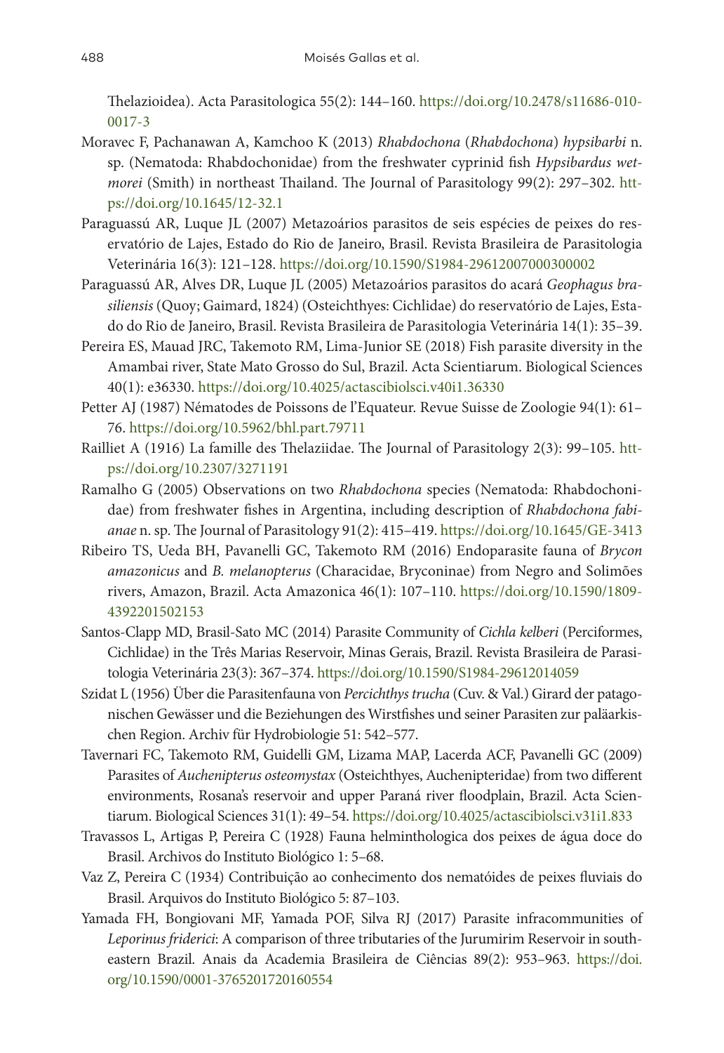Thelazioidea). Acta Parasitologica 55(2): 144–160. https://doi.org/10.2478/s11686-010-0017-3

Moravec F, Pachanawan A, Kamchoo K (2013) *Rhabdochona* (*Rhabdochona*) *hypsibarbi* n. sp. (Nematoda: Rhabdochonidae) from the freshwater cyprinid fish *Hypsibardus wetmorei* (Smith) in northeast Thailand. The Journal of Parasitology 99(2): 297–302. https://doi.org/10.1645/12-32.1

Paraguassú AR, Luque JL (2007) Metazoários parasitos de seis espécies de peixes do reservatório de Lajes, Estado do Rio de Janeiro, Brasil. Revista Brasileira de Parasitologia Veterinária 16(3): 121–128. https://doi.org/10.1590/S1984-29612007000300002

Paraguassú AR, Alves DR, Luque JL (2005) Metazoários parasitos do acará *Geophagus brasiliensis* (Quoy; Gaimard, 1824) (Osteichthyes: Cichlidae) do reservatório de Lajes, Estado do Rio de Janeiro, Brasil. Revista Brasileira de Parasitologia Veterinária 14(1): 35–39.

Pereira ES, Mauad JRC, Takemoto RM, Lima-Junior SE (2018) Fish parasite diversity in the Amambai river, State Mato Grosso do Sul, Brazil. Acta Scientiarum. Biological Sciences 40(1): e36330. https://doi.org/10.4025/actascibiolsci.v40i1.36330

Petter AJ (1987) Nématodes de Poissons de l'Equateur. Revue Suisse de Zoologie 94(1): 61–76. https://doi.org/10.5962/bhl.part.79711

Railliet A (1916) La famille des Thelaziidae. The Journal of Parasitology 2(3): 99–105. https://doi.org/10.2307/3271191

Ramalho G (2005) Observations on two *Rhabdochona* species (Nematoda: Rhabdochonidae) from freshwater fishes in Argentina, including description of *Rhabdochona fabianae* n. sp. The Journal of Parasitology 91(2): 415–419. https://doi.org/10.1645/GE-3413

Ribeiro TS, Ueda BH, Pavanelli GC, Takemoto RM (2016) Endoparasite fauna of *Brycon amazonicus* and *B. melanopterus* (Characidae, Bryconinae) from Negro and Solimões rivers, Amazon, Brazil. Acta Amazonica 46(1): 107–110. https://doi.org/10.1590/1809-4392201502153

Santos-Clapp MD, Brasil-Sato MC (2014) Parasite Community of *Cichla kelberi* (Perciformes, Cichlidae) in the Três Marias Reservoir, Minas Gerais, Brazil. Revista Brasileira de Parasitologia Veterinária 23(3): 367–374. https://doi.org/10.1590/S1984-29612014059

Szidat L (1956) Über die Parasitenfauna von *Percichthys trucha* (Cuv. & Val.) Girard der patagonischen Gewässer und die Beziehungen des Wirstfishes und seiner Parasiten zur paläarkischen Region. Archiv für Hydrobiologie 51: 542–577.

Tavernari FC, Takemoto RM, Guidelli GM, Lizama MAP, Lacerda ACF, Pavanelli GC (2009) Parasites of *Auchenipterus osteomystax* (Osteichthyes, Auchenipteridae) from two different environments, Rosana's reservoir and upper Paraná river floodplain, Brazil. Acta Scientiarum. Biological Sciences 31(1): 49–54. https://doi.org/10.4025/actascibiolsci.v31i1.833

Travassos L, Artigas P, Pereira C (1928) Fauna helminthologica dos peixes de água doce do Brasil. Archivos do Instituto Biológico 1: 5–68.

Vaz Z, Pereira C (1934) Contribuição ao conhecimento dos nematóides de peixes fluviais do Brasil. Arquivos do Instituto Biológico 5: 87–103.

Yamada FH, Bongiovani MF, Yamada POF, Silva RJ (2017) Parasite infracommunities of *Leporinus friderici*: A comparison of three tributaries of the Jurumirim Reservoir in southeastern Brazil. Anais da Academia Brasileira de Ciências 89(2): 953–963. https://doi.org/10.1590/0001-3765201720160554